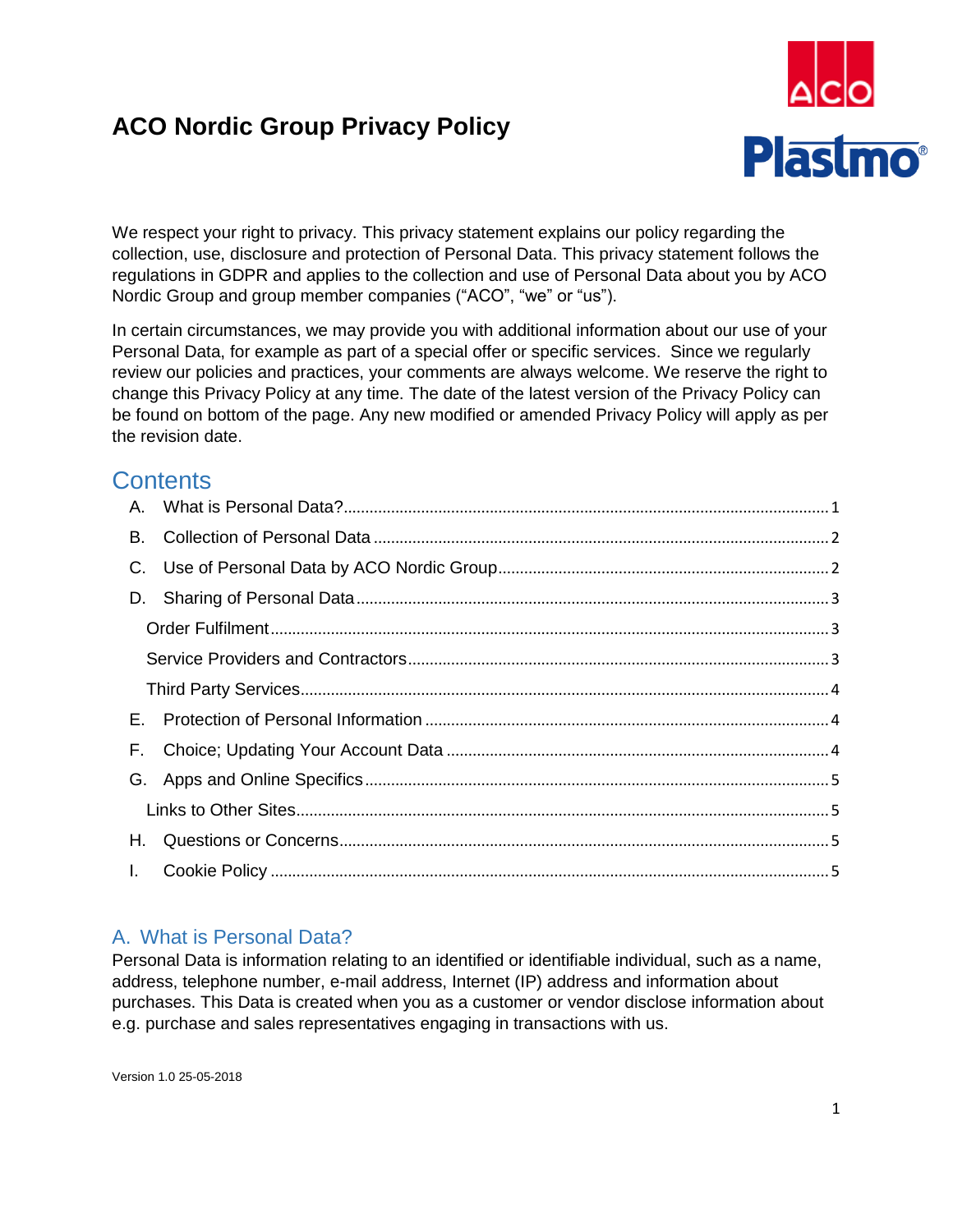# ACO Nordic Group Privacy Policy

We respect your right to privacy. This privacy statement explains our policy regarding the collection, use, disclosure and protection of Personal Data. This privacy statement follows the regulations in GDPR and applies to the collection and use of Personal Data about you by ACO Nordic Group and group member companies ("ACO", "we" or "us").

In certain circumstances, we may provide you with additional information about our use of your Personal Data, for example as part of a special offer or specific services. Since we regularly review our policies and practices, your comments are always welcome. We reserve the right to change this Privacy Policy at any time. The date of the latest version of the Privacy Policy can be found on bottom of the page. Any new modified or amended Privacy Policy will apply as per the revision date.

## Contents

- A. What is Personal Data? ..... 1
- B. Collection of Personal Data ..... 2
- C. Use of Personal Data by ACO Nordic Group ..... 2
- D. Sharing of Personal Data ..... 3
  - Order Fulfilment ..... 3
  - Service Providers and Contractors ..... 3
  - Third Party Services ..... 4
- E. Protection of Personal Information ..... 4
- F. Choice; Updating Your Account Data ..... 4
- G. Apps and Online Specifics ..... 5
  - Links to Other Sites ..... 5
- H. Questions or Concerns ..... 5
- I. Cookie Policy ..... 5

## A. What is Personal Data?

Personal Data is information relating to an identified or identifiable individual, such as a name, address, telephone number, e-mail address, Internet (IP) address and information about purchases. This Data is created when you as a customer or vendor disclose information about e.g. purchase and sales representatives engaging in transactions with us.

Version 1.0 25-05-2018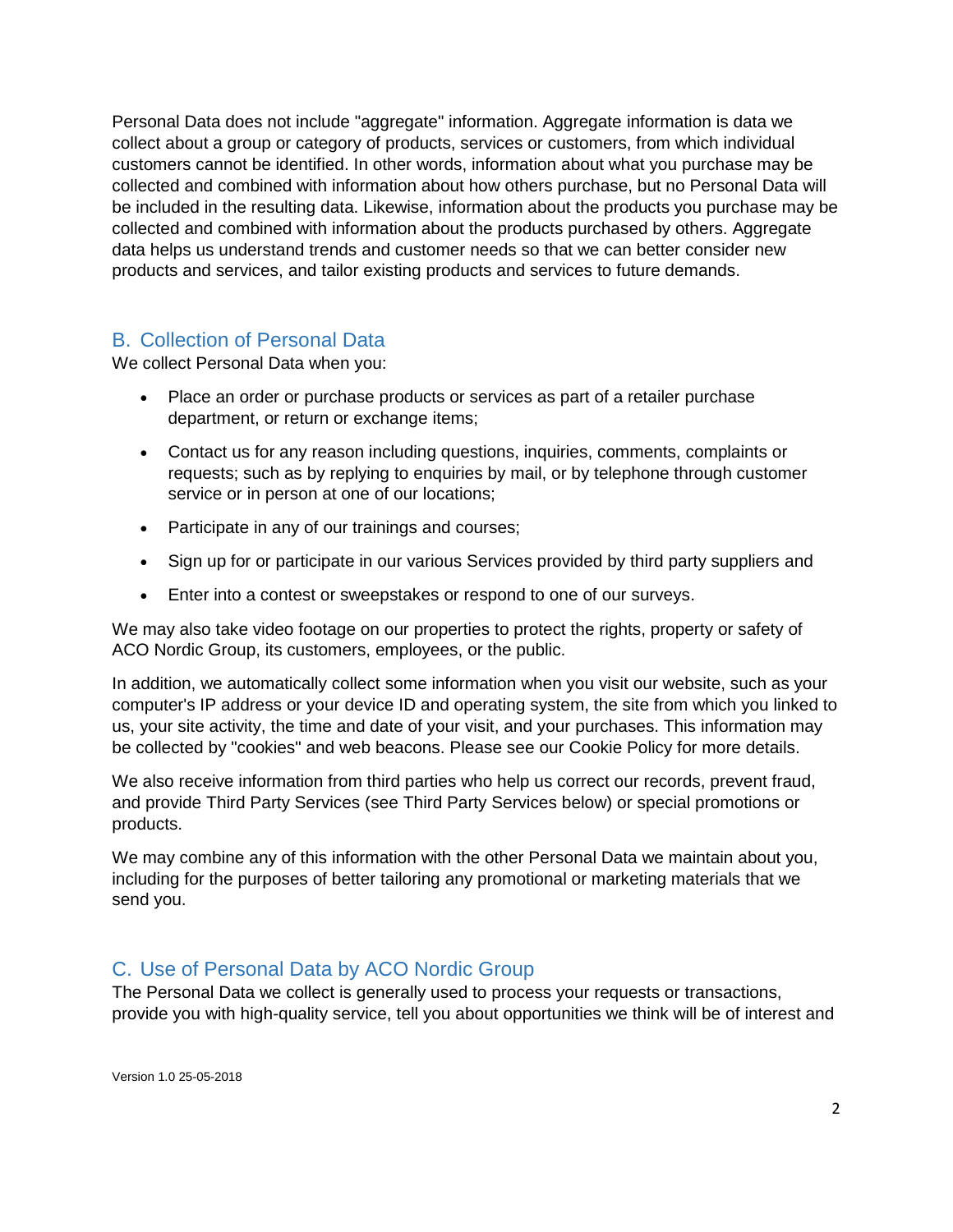Personal Data does not include "aggregate" information. Aggregate information is data we collect about a group or category of products, services or customers, from which individual customers cannot be identified. In other words, information about what you purchase may be collected and combined with information about how others purchase, but no Personal Data will be included in the resulting data. Likewise, information about the products you purchase may be collected and combined with information about the products purchased by others. Aggregate data helps us understand trends and customer needs so that we can better consider new products and services, and tailor existing products and services to future demands.

## B. Collection of Personal Data

We collect Personal Data when you:

- Place an order or purchase products or services as part of a retailer purchase department, or return or exchange items;
- Contact us for any reason including questions, inquiries, comments, complaints or requests; such as by replying to enquiries by mail, or by telephone through customer service or in person at one of our locations;
- Participate in any of our trainings and courses;
- Sign up for or participate in our various Services provided by third party suppliers and
- Enter into a contest or sweepstakes or respond to one of our surveys.

We may also take video footage on our properties to protect the rights, property or safety of ACO Nordic Group, its customers, employees, or the public.

In addition, we automatically collect some information when you visit our website, such as your computer's IP address or your device ID and operating system, the site from which you linked to us, your site activity, the time and date of your visit, and your purchases. This information may be collected by "cookies" and web beacons. Please see our Cookie Policy for more details.

We also receive information from third parties who help us correct our records, prevent fraud, and provide Third Party Services (see Third Party Services below) or special promotions or products.

We may combine any of this information with the other Personal Data we maintain about you, including for the purposes of better tailoring any promotional or marketing materials that we send you.

## C. Use of Personal Data by ACO Nordic Group

The Personal Data we collect is generally used to process your requests or transactions, provide you with high-quality service, tell you about opportunities we think will be of interest and

Version 1.0 25-05-2018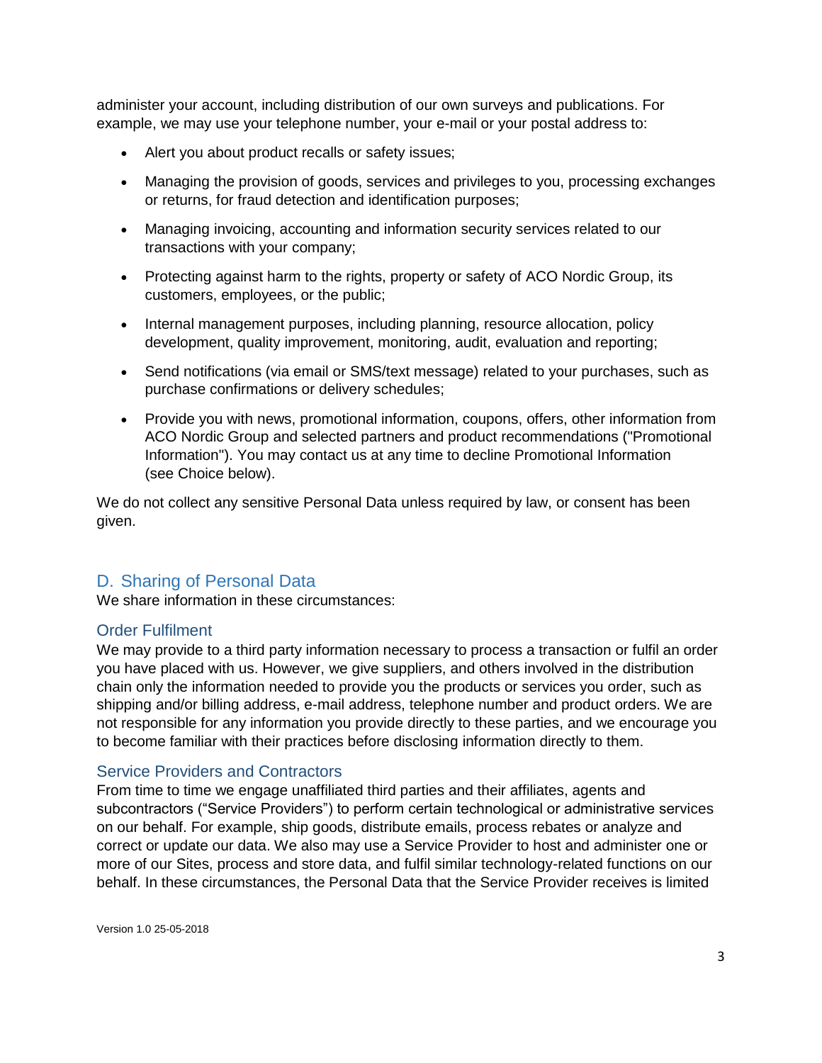administer your account, including distribution of our own surveys and publications. For example, we may use your telephone number, your e-mail or your postal address to:

- Alert you about product recalls or safety issues;
- Managing the provision of goods, services and privileges to you, processing exchanges or returns, for fraud detection and identification purposes;
- Managing invoicing, accounting and information security services related to our transactions with your company;
- Protecting against harm to the rights, property or safety of ACO Nordic Group, its customers, employees, or the public;
- Internal management purposes, including planning, resource allocation, policy development, quality improvement, monitoring, audit, evaluation and reporting;
- Send notifications (via email or SMS/text message) related to your purchases, such as purchase confirmations or delivery schedules;
- Provide you with news, promotional information, coupons, offers, other information from ACO Nordic Group and selected partners and product recommendations ("Promotional Information"). You may contact us at any time to decline Promotional Information (see Choice below).

We do not collect any sensitive Personal Data unless required by law, or consent has been given.

## D. Sharing of Personal Data

We share information in these circumstances:

### Order Fulfilment

We may provide to a third party information necessary to process a transaction or fulfil an order you have placed with us. However, we give suppliers, and others involved in the distribution chain only the information needed to provide you the products or services you order, such as shipping and/or billing address, e-mail address, telephone number and product orders. We are not responsible for any information you provide directly to these parties, and we encourage you to become familiar with their practices before disclosing information directly to them.

### Service Providers and Contractors

From time to time we engage unaffiliated third parties and their affiliates, agents and subcontractors ("Service Providers") to perform certain technological or administrative services on our behalf. For example, ship goods, distribute emails, process rebates or analyze and correct or update our data. We also may use a Service Provider to host and administer one or more of our Sites, process and store data, and fulfil similar technology-related functions on our behalf. In these circumstances, the Personal Data that the Service Provider receives is limited

Version 1.0 25-05-2018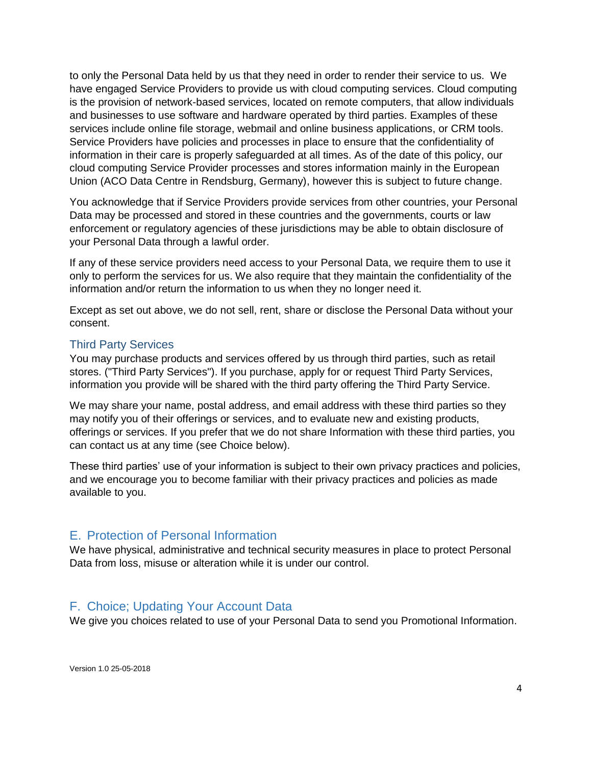to only the Personal Data held by us that they need in order to render their service to us. We have engaged Service Providers to provide us with cloud computing services. Cloud computing is the provision of network-based services, located on remote computers, that allow individuals and businesses to use software and hardware operated by third parties. Examples of these services include online file storage, webmail and online business applications, or CRM tools. Service Providers have policies and processes in place to ensure that the confidentiality of information in their care is properly safeguarded at all times. As of the date of this policy, our cloud computing Service Provider processes and stores information mainly in the European Union (ACO Data Centre in Rendsburg, Germany), however this is subject to future change.

You acknowledge that if Service Providers provide services from other countries, your Personal Data may be processed and stored in these countries and the governments, courts or law enforcement or regulatory agencies of these jurisdictions may be able to obtain disclosure of your Personal Data through a lawful order.

If any of these service providers need access to your Personal Data, we require them to use it only to perform the services for us. We also require that they maintain the confidentiality of the information and/or return the information to us when they no longer need it.

Except as set out above, we do not sell, rent, share or disclose the Personal Data without your consent.

### Third Party Services

You may purchase products and services offered by us through third parties, such as retail stores. ("Third Party Services"). If you purchase, apply for or request Third Party Services, information you provide will be shared with the third party offering the Third Party Service.

We may share your name, postal address, and email address with these third parties so they may notify you of their offerings or services, and to evaluate new and existing products, offerings or services. If you prefer that we do not share Information with these third parties, you can contact us at any time (see Choice below).

These third parties' use of your information is subject to their own privacy practices and policies, and we encourage you to become familiar with their privacy practices and policies as made available to you.

## E. Protection of Personal Information

We have physical, administrative and technical security measures in place to protect Personal Data from loss, misuse or alteration while it is under our control.

## F. Choice; Updating Your Account Data

We give you choices related to use of your Personal Data to send you Promotional Information.

Version 1.0 25-05-2018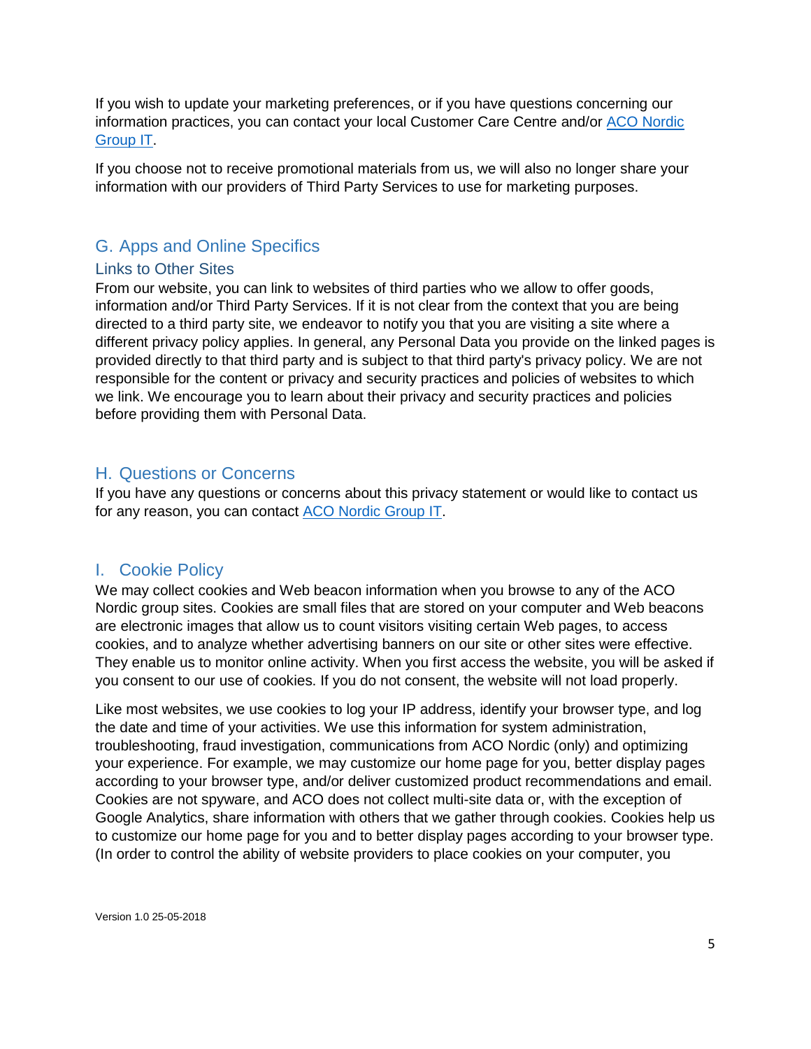If you wish to update your marketing preferences, or if you have questions concerning our information practices, you can contact your local Customer Care Centre and/or [ACO Nordic Group IT](#).

If you choose not to receive promotional materials from us, we will also no longer share your information with our providers of Third Party Services to use for marketing purposes.

## G. Apps and Online Specifics

### Links to Other Sites

From our website, you can link to websites of third parties who we allow to offer goods, information and/or Third Party Services. If it is not clear from the context that you are being directed to a third party site, we endeavor to notify you that you are visiting a site where a different privacy policy applies. In general, any Personal Data you provide on the linked pages is provided directly to that third party and is subject to that third party's privacy policy. We are not responsible for the content or privacy and security practices and policies of websites to which we link. We encourage you to learn about their privacy and security practices and policies before providing them with Personal Data.

## H. Questions or Concerns

If you have any questions or concerns about this privacy statement or would like to contact us for any reason, you can contact [ACO Nordic Group IT](#).

## I. Cookie Policy

We may collect cookies and Web beacon information when you browse to any of the ACO Nordic group sites. Cookies are small files that are stored on your computer and Web beacons are electronic images that allow us to count visitors visiting certain Web pages, to access cookies, and to analyze whether advertising banners on our site or other sites were effective. They enable us to monitor online activity. When you first access the website, you will be asked if you consent to our use of cookies. If you do not consent, the website will not load properly.

Like most websites, we use cookies to log your IP address, identify your browser type, and log the date and time of your activities. We use this information for system administration, troubleshooting, fraud investigation, communications from ACO Nordic (only) and optimizing your experience. For example, we may customize our home page for you, better display pages according to your browser type, and/or deliver customized product recommendations and email. Cookies are not spyware, and ACO does not collect multi-site data or, with the exception of Google Analytics, share information with others that we gather through cookies. Cookies help us to customize our home page for you and to better display pages according to your browser type. (In order to control the ability of website providers to place cookies on your computer, you

Version 1.0 25-05-2018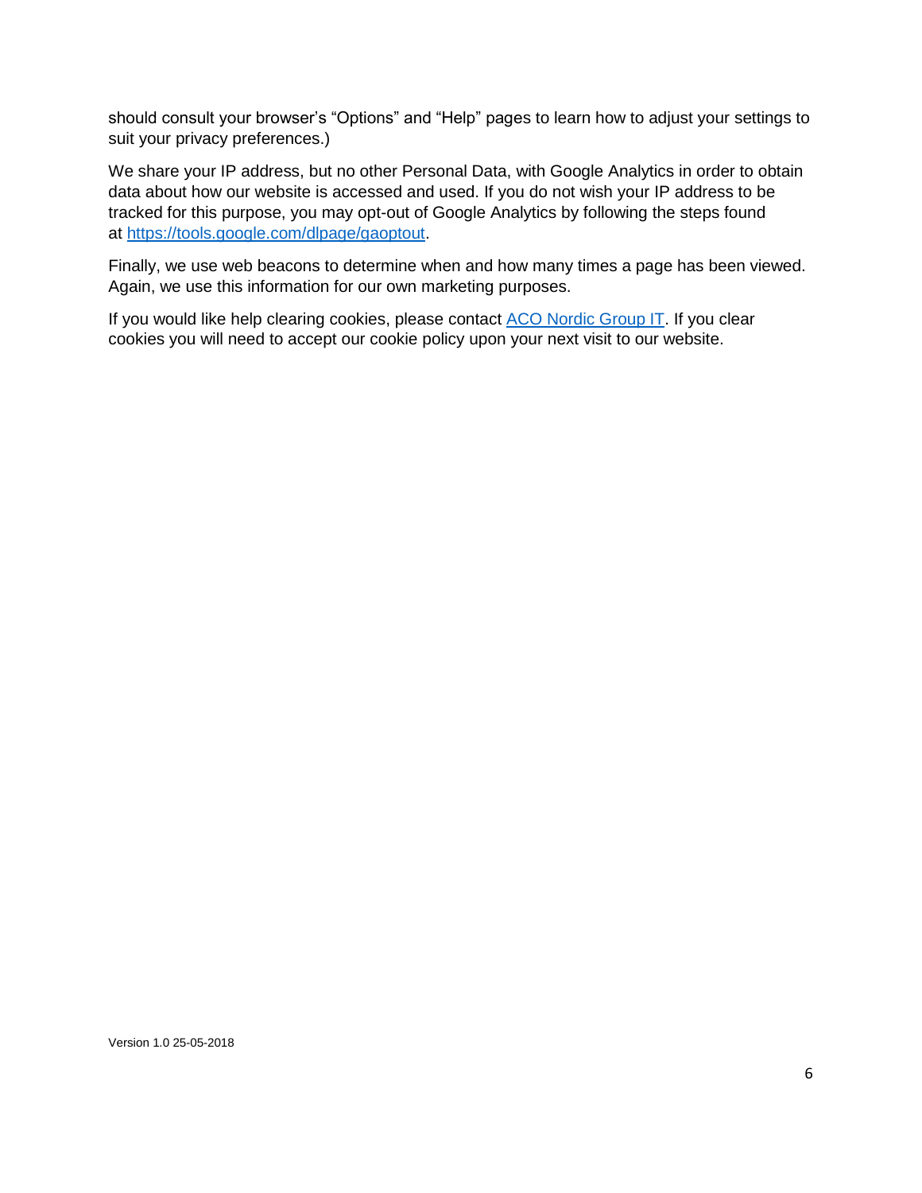should consult your browser's "Options" and "Help" pages to learn how to adjust your settings to suit your privacy preferences.)

We share your IP address, but no other Personal Data, with Google Analytics in order to obtain data about how our website is accessed and used. If you do not wish your IP address to be tracked for this purpose, you may opt-out of Google Analytics by following the steps found at https://tools.google.com/dlpage/gaoptout.

Finally, we use web beacons to determine when and how many times a page has been viewed. Again, we use this information for our own marketing purposes.

If you would like help clearing cookies, please contact ACO Nordic Group IT. If you clear cookies you will need to accept our cookie policy upon your next visit to our website.

Version 1.0 25-05-2018